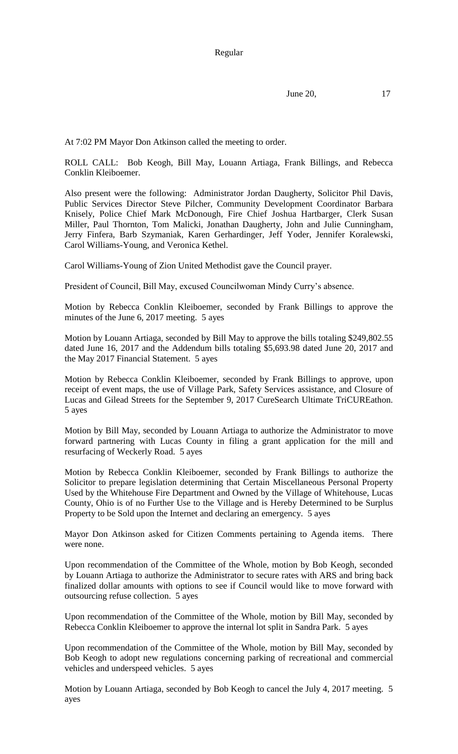At 7:02 PM Mayor Don Atkinson called the meeting to order.

ROLL CALL: Bob Keogh, Bill May, Louann Artiaga, Frank Billings, and Rebecca Conklin Kleiboemer.

Also present were the following: Administrator Jordan Daugherty, Solicitor Phil Davis, Public Services Director Steve Pilcher, Community Development Coordinator Barbara Knisely, Police Chief Mark McDonough, Fire Chief Joshua Hartbarger, Clerk Susan Miller, Paul Thornton, Tom Malicki, Jonathan Daugherty, John and Julie Cunningham, Jerry Finfera, Barb Szymaniak, Karen Gerhardinger, Jeff Yoder, Jennifer Koralewski, Carol Williams-Young, and Veronica Kethel.

Carol Williams-Young of Zion United Methodist gave the Council prayer.

President of Council, Bill May, excused Councilwoman Mindy Curry's absence.

Motion by Rebecca Conklin Kleiboemer, seconded by Frank Billings to approve the minutes of the June 6, 2017 meeting. 5 ayes

Motion by Louann Artiaga, seconded by Bill May to approve the bills totaling $249,802.55 dated June 16, 2017 and the Addendum bills totaling $5,693.98 dated June 20, 2017 and the May 2017 Financial Statement. 5 ayes

Motion by Rebecca Conklin Kleiboemer, seconded by Frank Billings to approve, upon receipt of event maps, the use of Village Park, Safety Services assistance, and Closure of Lucas and Gilead Streets for the September 9, 2017 CureSearch Ultimate TriCUREathon. 5 ayes

Motion by Bill May, seconded by Louann Artiaga to authorize the Administrator to move forward partnering with Lucas County in filing a grant application for the mill and resurfacing of Weckerly Road. 5 ayes

Motion by Rebecca Conklin Kleiboemer, seconded by Frank Billings to authorize the Solicitor to prepare legislation determining that Certain Miscellaneous Personal Property Used by the Whitehouse Fire Department and Owned by the Village of Whitehouse, Lucas County, Ohio is of no Further Use to the Village and is Hereby Determined to be Surplus Property to be Sold upon the Internet and declaring an emergency. 5 ayes

Mayor Don Atkinson asked for Citizen Comments pertaining to Agenda items. There were none.

Upon recommendation of the Committee of the Whole, motion by Bob Keogh, seconded by Louann Artiaga to authorize the Administrator to secure rates with ARS and bring back finalized dollar amounts with options to see if Council would like to move forward with outsourcing refuse collection. 5 ayes

Upon recommendation of the Committee of the Whole, motion by Bill May, seconded by Rebecca Conklin Kleiboemer to approve the internal lot split in Sandra Park. 5 ayes

Upon recommendation of the Committee of the Whole, motion by Bill May, seconded by Bob Keogh to adopt new regulations concerning parking of recreational and commercial vehicles and underspeed vehicles. 5 ayes

Motion by Louann Artiaga, seconded by Bob Keogh to cancel the July 4, 2017 meeting. 5 ayes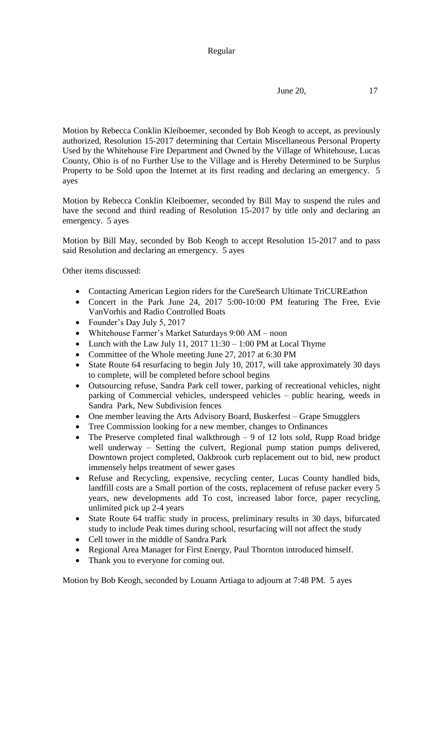Motion by Rebecca Conklin Kleiboemer, seconded by Bob Keogh to accept, as previously authorized, Resolution 15-2017 determining that Certain Miscellaneous Personal Property Used by the Whitehouse Fire Department and Owned by the Village of Whitehouse, Lucas County, Ohio is of no Further Use to the Village and is Hereby Determined to be Surplus Property to be Sold upon the Internet at its first reading and declaring an emergency. 5 ayes

Motion by Rebecca Conklin Kleiboemer, seconded by Bill May to suspend the rules and have the second and third reading of Resolution 15-2017 by title only and declaring an emergency. 5 ayes

Motion by Bill May, seconded by Bob Keogh to accept Resolution 15-2017 and to pass said Resolution and declaring an emergency. 5 ayes

Other items discussed:

- Contacting American Legion riders for the CureSearch Ultimate TriCUREathon
- Concert in the Park June 24, 2017 5:00-10:00 PM featuring The Free, Evie VanVorhis and Radio Controlled Boats
- Founder's Day July 5, 2017
- Whitehouse Farmer's Market Saturdays 9:00 AM – noon
- Lunch with the Law July 11, 2017 11:30 – 1:00 PM at Local Thyme
- Committee of the Whole meeting June 27, 2017 at 6:30 PM
- State Route 64 resurfacing to begin July 10, 2017, will take approximately 30 days to complete, will be completed before school begins
- Outsourcing refuse, Sandra Park cell tower, parking of recreational vehicles, night parking of Commercial vehicles, underspeed vehicles – public hearing, weeds in Sandra Park, New Subdivision fences
- One member leaving the Arts Advisory Board, Buskerfest – Grape Smugglers
- Tree Commission looking for a new member, changes to Ordinances
- The Preserve completed final walkthrough – 9 of 12 lots sold, Rupp Road bridge well underway – Setting the culvert, Regional pump station pumps delivered, Downtown project completed, Oakbrook curb replacement out to bid, new product immensely helps treatment of sewer gases
- Refuse and Recycling, expensive, recycling center, Lucas County handled bids, landfill costs are a Small portion of the costs, replacement of refuse packer every 5 years, new developments add To cost, increased labor force, paper recycling, unlimited pick up 2-4 years
- State Route 64 traffic study in process, preliminary results in 30 days, bifurcated study to include Peak times during school, resurfacing will not affect the study
- Cell tower in the middle of Sandra Park
- Regional Area Manager for First Energy, Paul Thornton introduced himself.
- Thank you to everyone for coming out.

Motion by Bob Keogh, seconded by Louann Artiaga to adjourn at 7:48 PM. 5 ayes